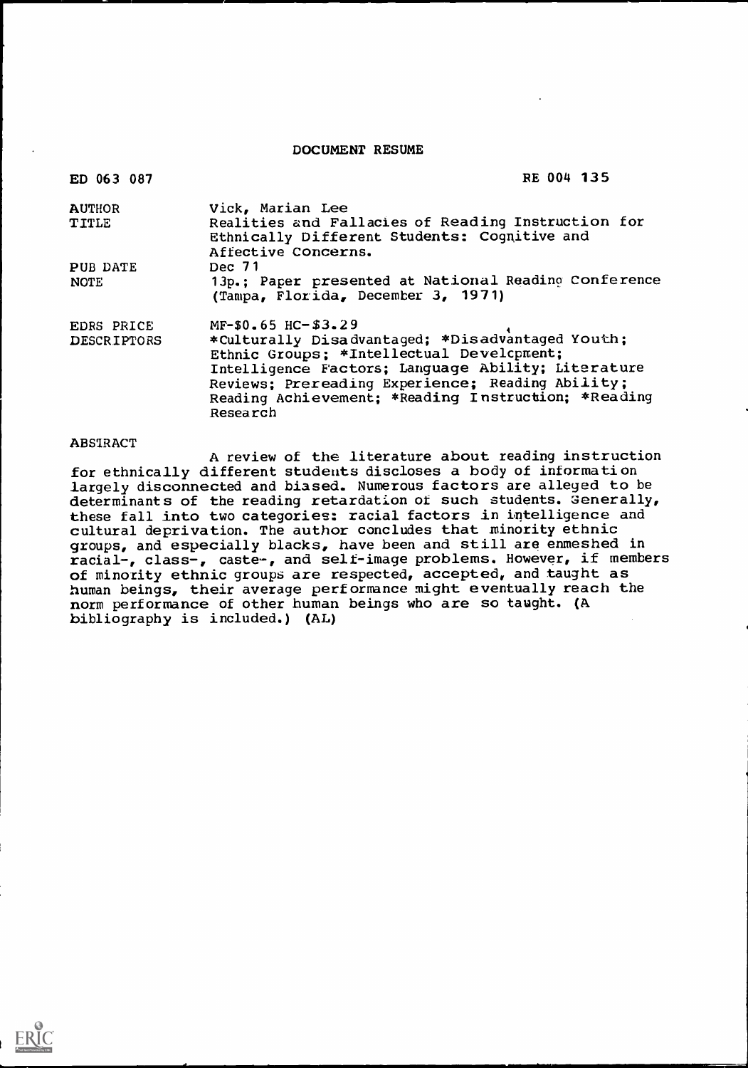DOCUMENT RESUME

| | |
|---|---|
| ED 063 087 | RE 004 135 |
| AUTHOR | Vick, Marian Lee |
| TITLE | Realities and Fallacies of Reading Instruction for Ethnically Different Students: Cognitive and Affective Concerns. |
| PUB DATE | Dec 71 |
| NOTE | 13p.; Paper presented at National Reading Conference (Tampa, Florida, December 3, 1971) |
| EDRS PRICE | MF-$0.65 HC-$3.29 |
| DESCRIPTORS | *Culturally Disadvantaged; *Disadvantaged Youth; Ethnic Groups; *Intellectual Development; Intelligence Factors; Language Ability; Literature Reviews; Prereading Experience; Reading Ability; Reading Achievement; *Reading Instruction; *Reading Research |

ABSTRACT

A review of the literature about reading instruction for ethnically different students discloses a body of information largely disconnected and biased. Numerous factors are alleged to be determinants of the reading retardation of such students. Generally, these fall into two categories: racial factors in intelligence and cultural deprivation. The author concludes that minority ethnic groups, and especially blacks, have been and still are enmeshed in racial-, class-, caste-, and self-image problems. However, if members of minority ethnic groups are respected, accepted, and taught as human beings, their average performance might eventually reach the norm performance of other human beings who are so taught. (A bibliography is included.) (AL)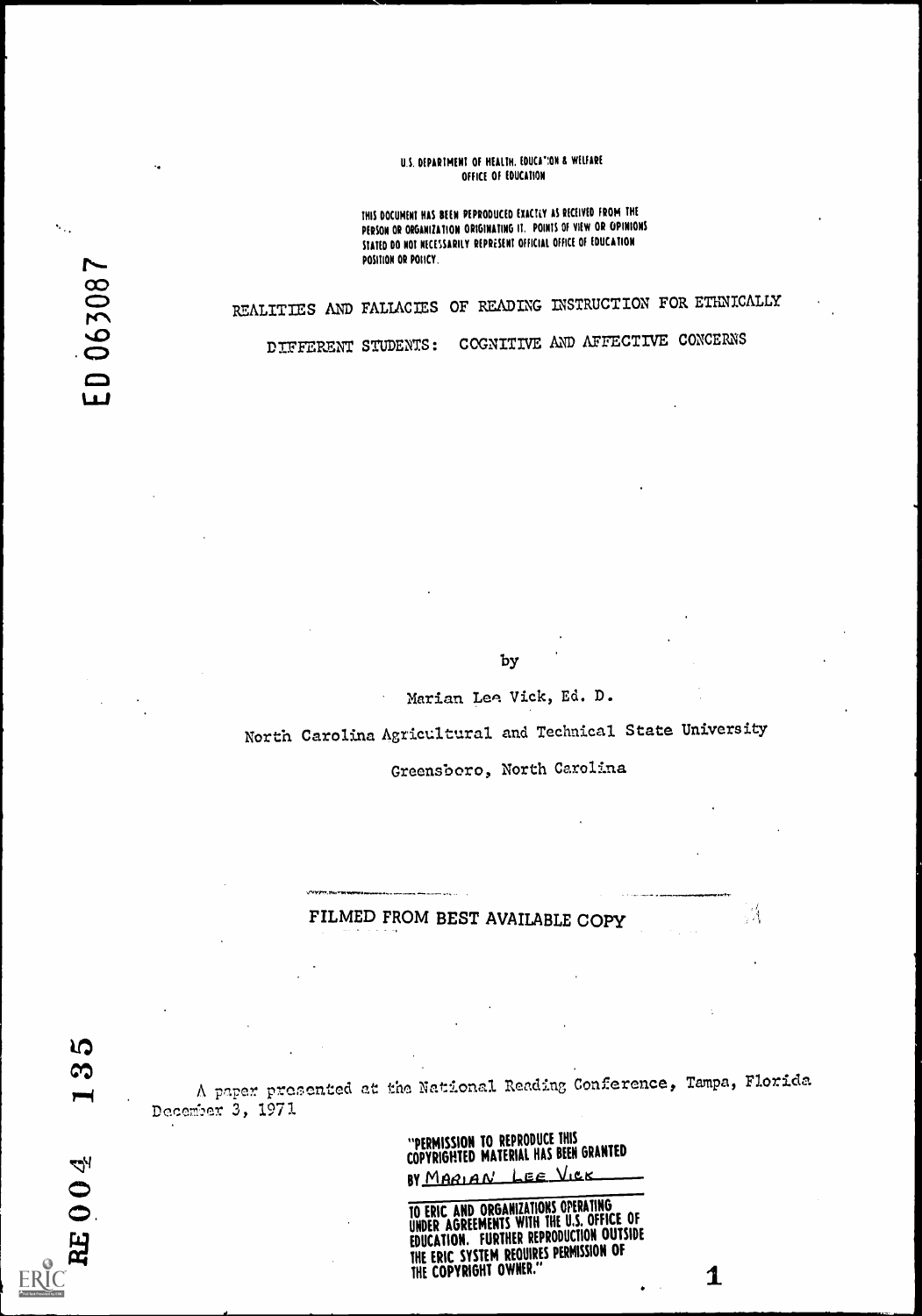U.S. DEPARTMENT OF HEALTH, EDUCATION & WELFARE
OFFICE OF EDUCATION

THIS DOCUMENT HAS BEEN REPRODUCED EXACTLY AS RECEIVED FROM THE PERSON OR ORGANIZATION ORIGINATING IT. POINTS OF VIEW OR OPINIONS STATED DO NOT NECESSARILY REPRESENT OFFICIAL OFFICE OF EDUCATION POSITION OR POLICY.

ED 063087

# REALITIES AND FALLACIES OF READING INSTRUCTION FOR ETHNICALLY DIFFERENT STUDENTS: COGNITIVE AND AFFECTIVE CONCERNS

by

Marian Lee Vick, Ed. D.

North Carolina Agricultural and Technical State University

Greensboro, North Carolina

FILMED FROM BEST AVAILABLE COPY

A paper presented at the National Reading Conference, Tampa, Florida December 3, 1971

"PERMISSION TO REPRODUCE THIS COPYRIGHTED MATERIAL HAS BEEN GRANTED BY MARIAN LEE VICK

TO ERIC AND ORGANIZATIONS OPERATING UNDER AGREEMENTS WITH THE U.S. OFFICE OF EDUCATION. FURTHER REPRODUCTION OUTSIDE THE ERIC SYSTEM REQUIRES PERMISSION OF THE COPYRIGHT OWNER."

RE 004 135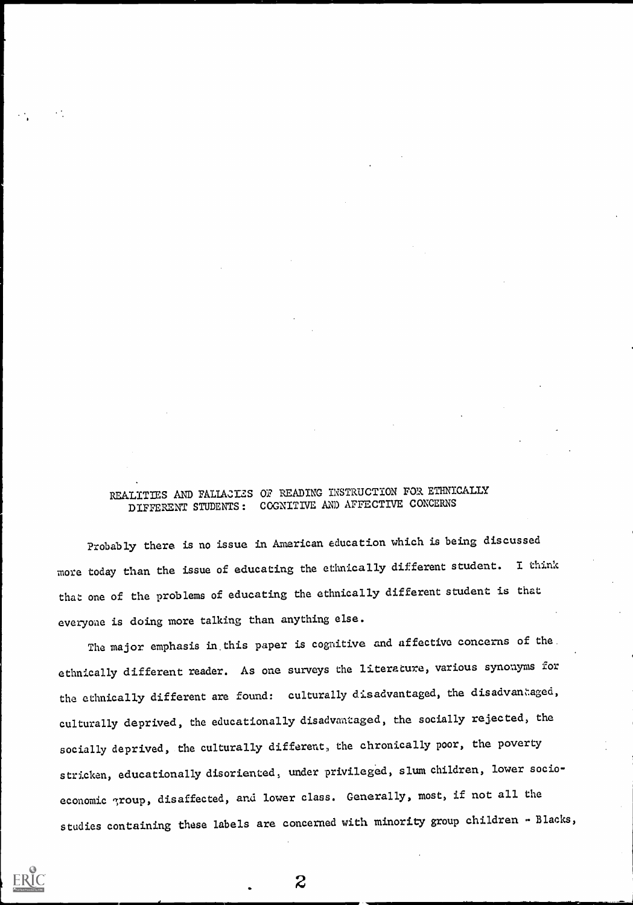# REALITIES AND FALLACIES OF READING INSTRUCTION FOR ETHNICALLY DIFFERENT STUDENTS: COGNITIVE AND AFFECTIVE CONCERNS

Probably there is no issue in American education which is being discussed more today than the issue of educating the ethnically different student. I think that one of the problems of educating the ethnically different student is that everyone is doing more talking than anything else.

The major emphasis in this paper is cognitive and affective concerns of the ethnically different reader. As one surveys the literature, various synonyms for the ethnically different are found: culturally disadvantaged, the disadvantaged, culturally deprived, the educationally disadvantaged, the socially rejected, the socially deprived, the culturally different, the chronically poor, the poverty stricken, educationally disoriented, under privileged, slum children, lower socio-economic group, disaffected, and lower class. Generally, most, if not all the studies containing these labels are concerned with minority group children - Blacks,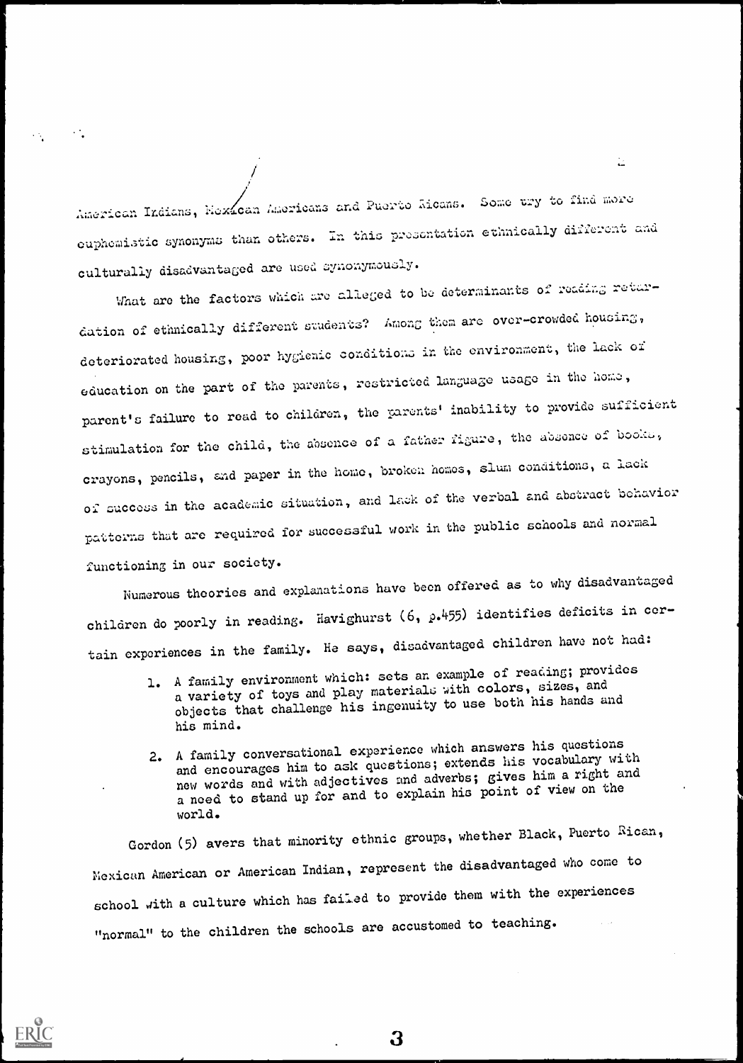American Indians, Mexican Americans and Puerto Ricans. Some try to find more euphemistic synonyms than others. In this presentation ethnically different and culturally disadvantaged are used synonymously.

What are the factors which are alleged to be determinants of reading retardation of ethnically different students? Among them are over-crowded housing, deteriorated housing, poor hygienic conditions in the environment, the lack of education on the part of the parents, restricted language usage in the home, parent's failure to read to children, the parents' inability to provide sufficient stimulation for the child, the absence of a father figure, the absence of books, crayons, pencils, and paper in the home, broken homes, slum conditions, a lack of success in the academic situation, and lack of the verbal and abstract behavior patterns that are required for successful work in the public schools and normal functioning in our society.

Numerous theories and explanations have been offered as to why disadvantaged children do poorly in reading. Havighurst (6, p.455) identifies deficits in certain experiences in the family. He says, disadvantaged children have not had:

1. A family environment which: sets an example of reading; provides a variety of toys and play materials with colors, sizes, and objects that challenge his ingenuity to use both his hands and his mind.
2. A family conversational experience which answers his questions and encourages him to ask questions; extends his vocabulary with new words and with adjectives and adverbs; gives him a right and a need to stand up for and to explain his point of view on the world.

Gordon (5) avers that minority ethnic groups, whether Black, Puerto Rican, Mexican American or American Indian, represent the disadvantaged who come to school with a culture which has failed to provide them with the experiences "normal" to the children the schools are accustomed to teaching.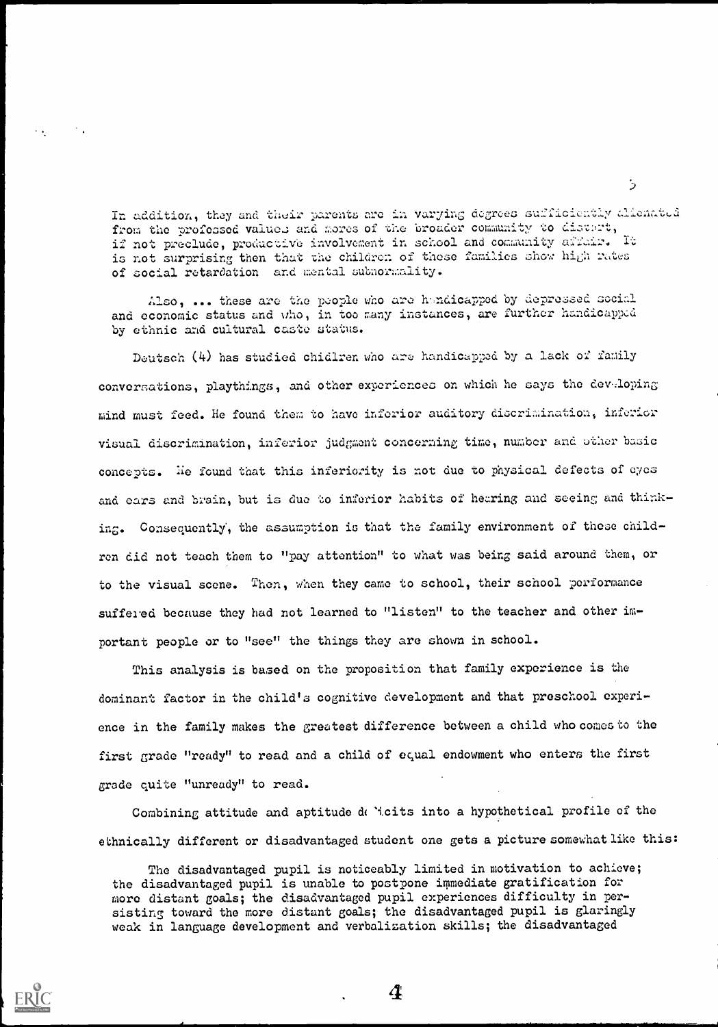In addition, they and their parents are in varying degrees sufficiently alienated from the professed values and mores of the broader community to distort, if not preclude, productive involvement in school and community affair. It is not surprising then that the children of these families show high rates of social retardation and mental subnormality.

Also, ... these are the people who are handicapped by depressed social and economic status and who, in too many instances, are further handicapped by ethnic and cultural caste status.

Deutsch (4) has studied chidlren who are handicapped by a lack of family conversations, playthings, and other experiences on which he says the developing mind must feed. He found them to have inferior auditory discrimination, inferior visual discrimination, inferior judgment concerning time, number and other basic concepts. He found that this inferiority is not due to physical defects of eyes and ears and brain, but is due to inferior habits of hearing and seeing and thinking. Consequently, the assumption is that the family environment of these children did not teach them to "pay attention" to what was being said around them, or to the visual scene. Then, when they came to school, their school performance suffered because they had not learned to "listen" to the teacher and other important people or to "see" the things they are shown in school.

This analysis is based on the proposition that family experience is the dominant factor in the child's cognitive development and that preschool experience in the family makes the greatest difference between a child who comes to the first grade "ready" to read and a child of equal endowment who enters the first grade quite "unready" to read.

Combining attitude and aptitude deficits into a hypothetical profile of the ethnically different or disadvantaged student one gets a picture somewhat like this:

The disadvantaged pupil is noticeably limited in motivation to achieve; the disadvantaged pupil is unable to postpone immediate gratification for more distant goals; the disadvantaged pupil experiences difficulty in persisting toward the more distant goals; the disadvantaged pupil is glaringly weak in language development and verbalization skills; the disadvantaged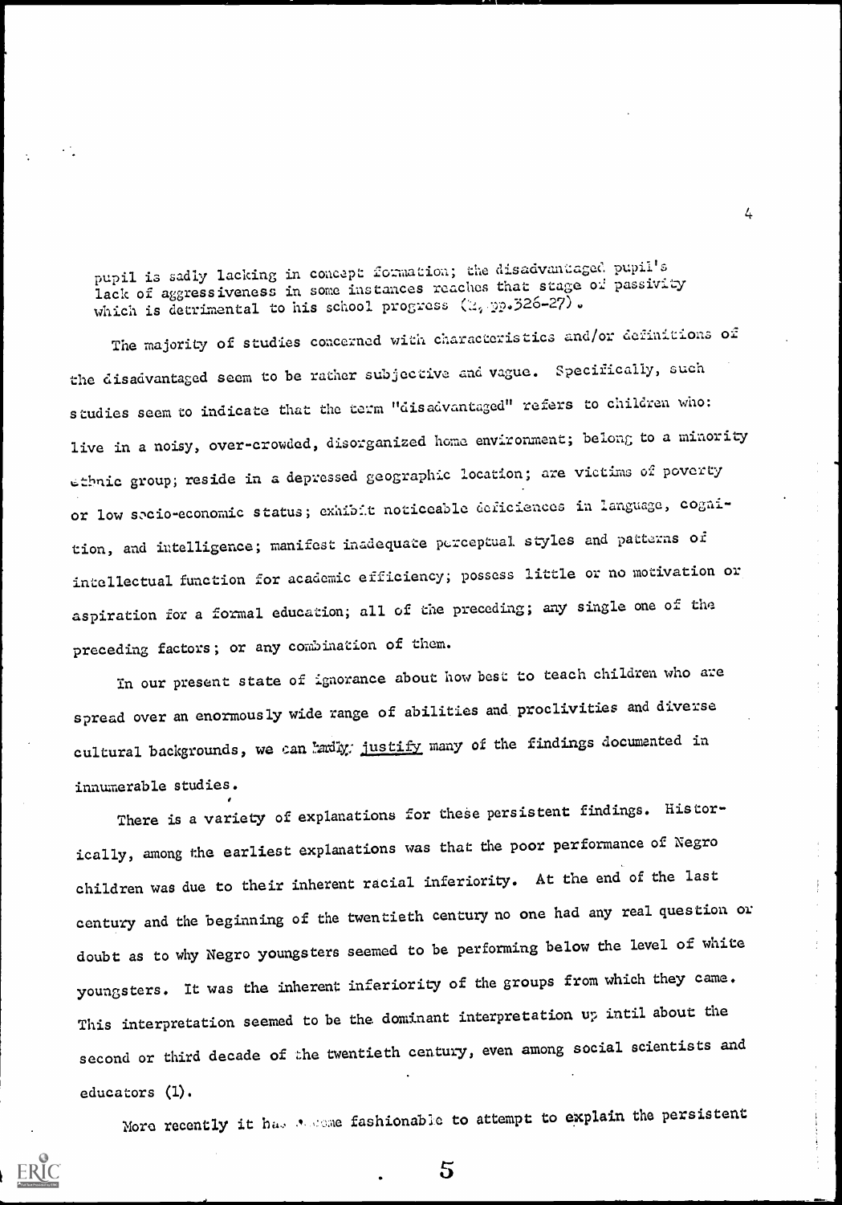pupil is sadly lacking in concept formation; the disadvantaged pupil's lack of aggressiveness in some instances reaches that stage of passivity which is detrimental to his school progress (4, pp.326-27).

The majority of studies concerned with characteristics and/or definitions of the disadvantaged seem to be rather subjective and vague. Specifically, such studies seem to indicate that the term "disadvantaged" refers to children who: live in a noisy, over-crowded, disorganized home environment; belong to a minority ethnic group; reside in a depressed geographic location; are victims of poverty or low socio-economic status; exhibit noticeable deficiences in language, cognition, and intelligence; manifest inadequate perceptual styles and patterns of intellectual function for academic efficiency; possess little or no motivation or aspiration for a formal education; all of the preceding; any single one of the preceding factors; or any combination of them.

In our present state of ignorance about how best to teach children who are spread over an enormously wide range of abilities and proclivities and diverse cultural backgrounds, we can hardly justify many of the findings documented in innumerable studies.

There is a variety of explanations for these persistent findings. Historically, among the earliest explanations was that the poor performance of Negro children was due to their inherent racial inferiority. At the end of the last century and the beginning of the twentieth century no one had any real question or doubt as to why Negro youngsters seemed to be performing below the level of white youngsters. It was the inherent inferiority of the groups from which they came. This interpretation seemed to be the dominant interpretation up intil about the second or third decade of the twentieth century, even among social scientists and educators (1).

More recently it has become fashionable to attempt to explain the persistent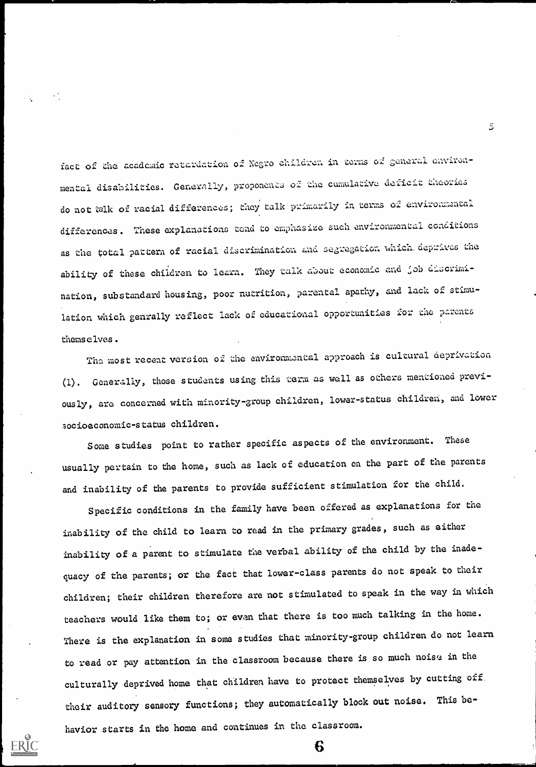fact of the academic retardation of Negro children in terms of general environmental disabilities. Generally, proponents of the cumulative deficit theories do not talk of racial differences; they talk primarily in terms of environmental differences. These explanations tend to emphasize such environmental conditions as the total pattern of racial discrimination and segregation which deprives the ability of these children to learn. They talk about economic and job discrimination, substandard housing, poor nutrition, parental apathy, and lack of stimulation which genrally reflect lack of educational opportunities for the parents themselves.

The most recent version of the environmental approach is cultural deprivation (1). Generally, those students using this term as well as others mentioned previously, are concerned with minority-group children, lower-status children, and lower socioeconomic-status children.

Some studies point to rather specific aspects of the environment. These usually pertain to the home, such as lack of education on the part of the parents and inability of the parents to provide sufficient stimulation for the child.

Specific conditions in the family have been offered as explanations for the inability of the child to learn to read in the primary grades, such as either inability of a parent to stimulate the verbal ability of the child by the inadequacy of the parents; or the fact that lower-class parents do not speak to their children; their children therefore are not stimulated to speak in the way in which teachers would like them to; or even that there is too much talking in the home. There is the explanation in some studies that minority-group children do not learn to read or pay attention in the classroom because there is so much noise in the culturally deprived home that children have to protect themselves by cutting off their auditory sensory functions; they automatically block out noise. This behavior starts in the home and continues in the classroom.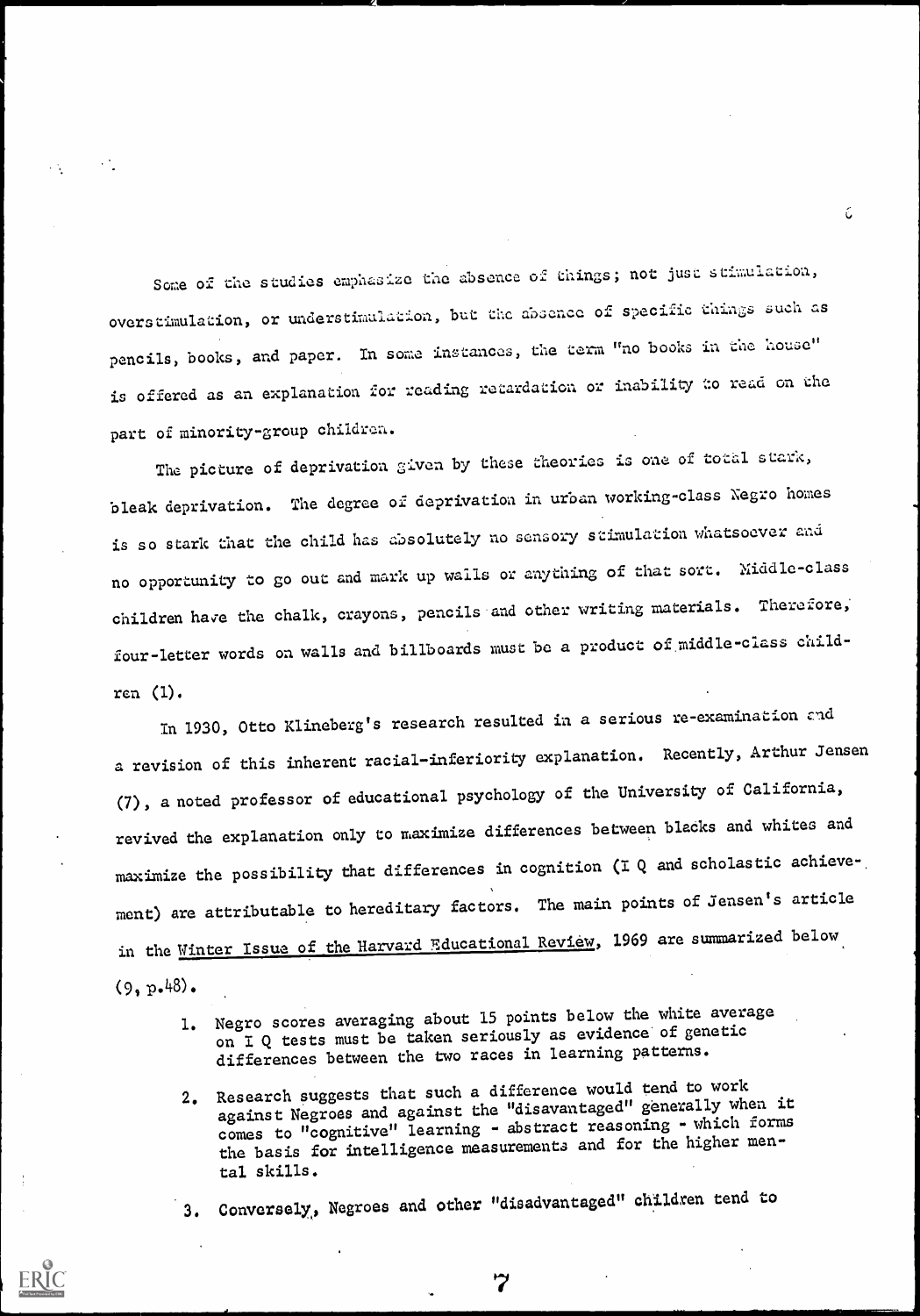Some of the studies emphasize the absence of things; not just stimulation, overstimulation, or understimulation, but the absence of specific things such as pencils, books, and paper. In some instances, the term "no books in the house" is offered as an explanation for reading retardation or inability to read on the part of minority-group children.

The picture of deprivation given by these theories is one of total stark, bleak deprivation. The degree of deprivation in urban working-class Negro homes is so stark that the child has absolutely no sensory stimulation whatsoever and no opportunity to go out and mark up walls or anything of that sort. Middle-class children have the chalk, crayons, pencils and other writing materials. Therefore, four-letter words on walls and billboards must be a product of middle-class children (1).

In 1930, Otto Klineberg's research resulted in a serious re-examination and a revision of this inherent racial-inferiority explanation. Recently, Arthur Jensen (7), a noted professor of educational psychology of the University of California, revived the explanation only to maximize differences between blacks and whites and maximize the possibility that differences in cognition (I Q and scholastic achievement) are attributable to hereditary factors. The main points of Jensen's article in the Winter Issue of the Harvard Educational Review, 1969 are summarized below (9, p.48).

1. Negro scores averaging about 15 points below the white average on I Q tests must be taken seriously as evidence of genetic differences between the two races in learning patterns.
2. Research suggests that such a difference would tend to work against Negroes and against the "disavantaged" generally when it comes to "cognitive" learning - abstract reasoning - which forms the basis for intelligence measurements and for the higher mental skills.
3. Conversely, Negroes and other "disadvantaged" children tend to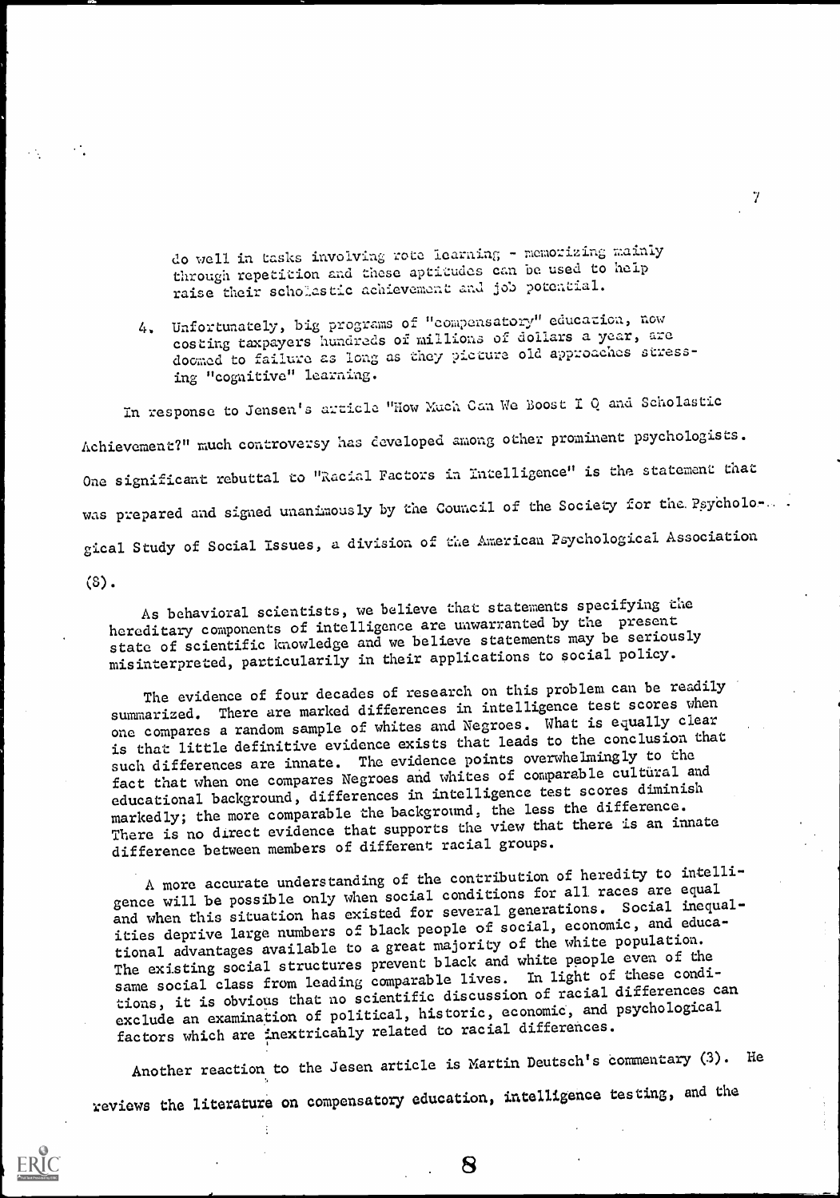do well in tasks involving rote learning - memorizing mainly through repetition and these aptitudes can be used to help raise their scholastic achievement and job potential.

4. Unfortunately, big programs of "compensatory" education, now costing taxpayers hundreds of millions of dollars a year, are doomed to failure as long as they picture old approaches stressing "cognitive" learning.

In response to Jensen's article "How Much Can We Boost I Q and Scholastic Achievement?" much controversy has developed among other prominent psychologists. One significant rebuttal to "Racial Factors in Intelligence" is the statement that was prepared and signed unanimously by the Council of the Society for the Psychological Study of Social Issues, a division of the American Psychological Association (8).

> As behavioral scientists, we believe that statements specifying the hereditary components of intelligence are unwarranted by the present state of scientific knowledge and we believe statements may be seriously misinterpreted, particularily in their applications to social policy.
>
> The evidence of four decades of research on this problem can be readily summarized. There are marked differences in intelligence test scores when one compares a random sample of whites and Negroes. What is equally clear is that little definitive evidence exists that leads to the conclusion that such differences are innate. The evidence points overwhelmingly to the fact that when one compares Negroes and whites of comparable cultural and educational background, differences in intelligence test scores diminish markedly; the more comparable the background, the less the difference. There is no direct evidence that supports the view that there is an innate difference between members of different racial groups.
>
> A more accurate understanding of the contribution of heredity to intelligence will be possible only when social conditions for all races are equal and when this situation has existed for several generations. Social inequalities deprive large numbers of black people of social, economic, and educational advantages available to a great majority of the white population. The existing social structures prevent black and white people even of the same social class from leading comparable lives. In light of these conditions, it is obvious that no scientific discussion of racial differences can exclude an examination of political, historic, economic, and psychological factors which are inextricably related to racial differences.

Another reaction to the Jesen article is Martin Deutsch's commentary (3). He reviews the literature on compensatory education, intelligence testing, and the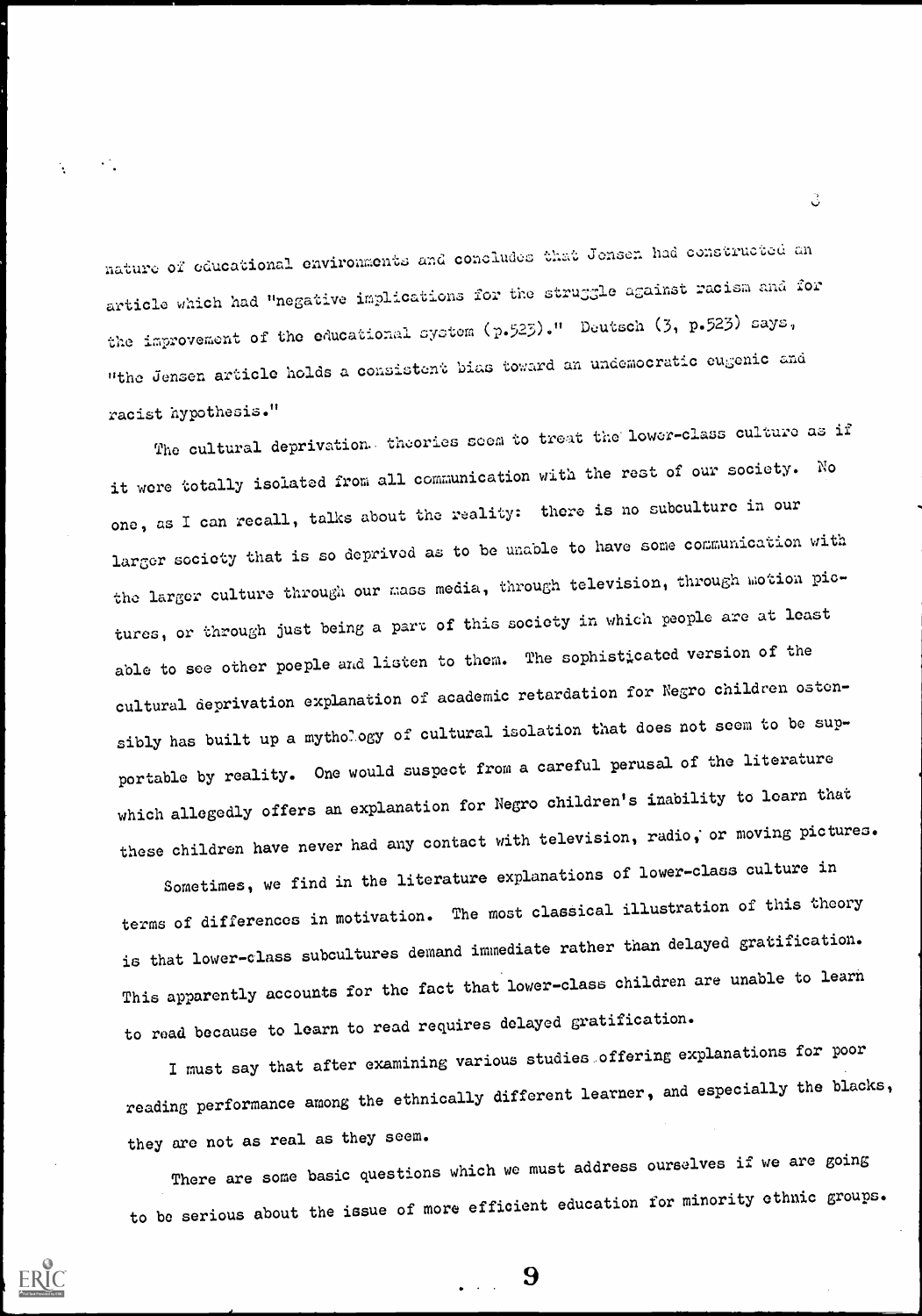nature of educational environments and concludes that Jensen had constructed an article which had "negative implications for the struggle against racism and for the improvement of the educational system (p.523)." Deutsch (3, p.523) says, "the Jensen article holds a consistent bias toward an undemocratic eugenic and racist hypothesis."

The cultural deprivation theories seem to treat the lower-class culture as if it were totally isolated from all communication with the rest of our society. No one, as I can recall, talks about the reality: there is no subculture in our larger society that is so deprived as to be unable to have some communication with the larger culture through our mass media, through television, through motion pictures, or through just being a part of this society in which people are at least able to see other poeple and listen to them. The sophisticated version of the cultural deprivation explanation of academic retardation for Negro children ostensibly has built up a mythology of cultural isolation that does not seem to be supportable by reality. One would suspect from a careful perusal of the literature which allegedly offers an explanation for Negro children's inability to learn that these children have never had any contact with television, radio, or moving pictures.

Sometimes, we find in the literature explanations of lower-class culture in terms of differences in motivation. The most classical illustration of this theory is that lower-class subcultures demand immediate rather than delayed gratification. This apparently accounts for the fact that lower-class children are unable to learn to read because to learn to read requires delayed gratification.

I must say that after examining various studies offering explanations for poor reading performance among the ethnically different learner, and especially the blacks, they are not as real as they seem.

There are some basic questions which we must address ourselves if we are going to be serious about the issue of more efficient education for minority ethnic groups.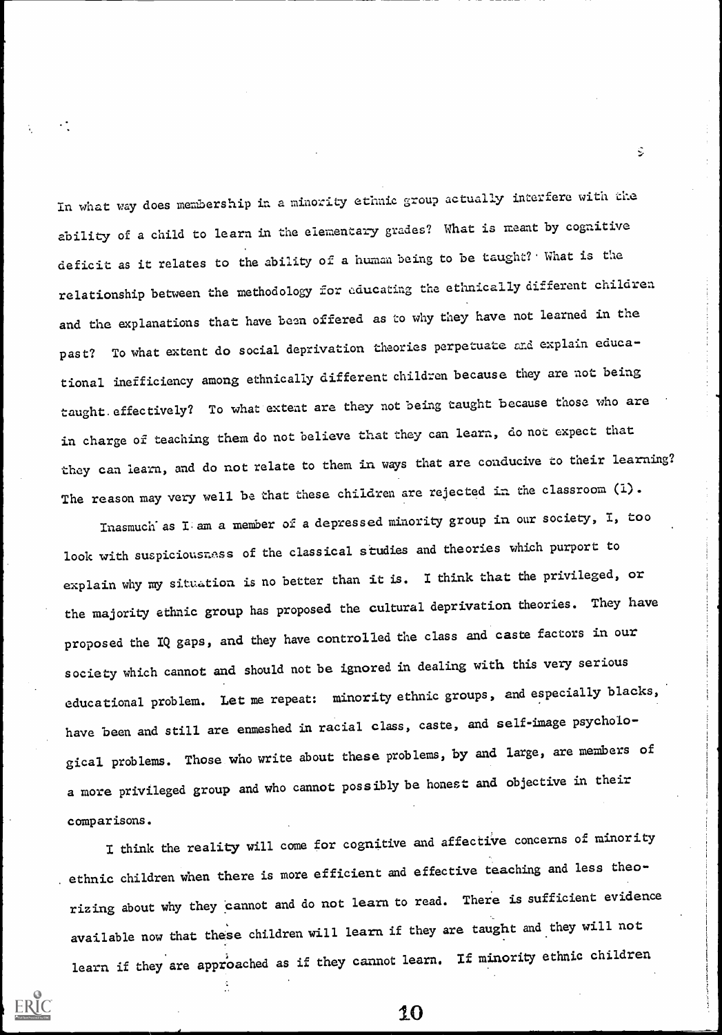In what way does membership in a minority ethnic group actually interfere with the ability of a child to learn in the elementary grades? What is meant by cognitive deficit as it relates to the ability of a human being to be taught? What is the relationship between the methodology for educating the ethnically different children and the explanations that have been offered as to why they have not learned in the past? To what extent do social deprivation theories perpetuate and explain educational inefficiency among ethnically different children because they are not being taught effectively? To what extent are they not being taught because those who are in charge of teaching them do not believe that they can learn, do not expect that they can learn, and do not relate to them in ways that are conducive to their learning? The reason may very well be that these children are rejected in the classroom (1).

Inasmuch as I am a member of a depressed minority group in our society, I, too look with suspiciousness of the classical studies and theories which purport to explain why my situation is no better than it is. I think that the privileged, or the majority ethnic group has proposed the cultural deprivation theories. They have proposed the IQ gaps, and they have controlled the class and caste factors in our society which cannot and should not be ignored in dealing with this very serious educational problem. Let me repeat: minority ethnic groups, and especially blacks, have been and still are enmeshed in racial class, caste, and self-image psychological problems. Those who write about these problems, by and large, are members of a more privileged group and who cannot possibly be honest and objective in their comparisons.

I think the reality will come for cognitive and affective concerns of minority ethnic children when there is more efficient and effective teaching and less theorizing about why they cannot and do not learn to read. There is sufficient evidence available now that these children will learn if they are taught and they will not learn if they are approached as if they cannot learn. If minority ethnic children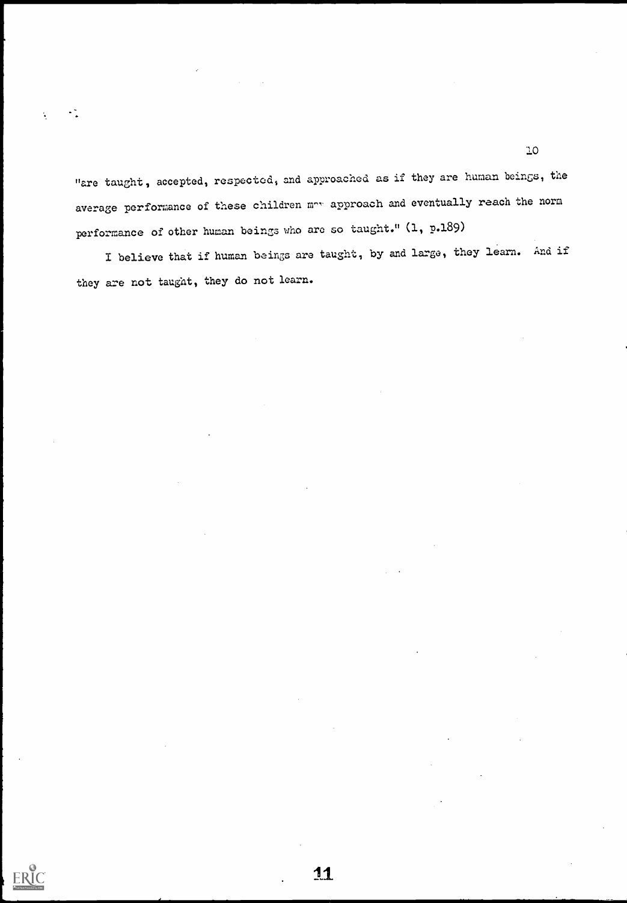"are taught, accepted, respected, and approached as if they are human beings, the average performance of these children m~~ approach and eventually reach the norm performance of other human beings who are so taught." (1, p.189)

I believe that if human beings are taught, by and large, they learn. And if they are not taught, they do not learn.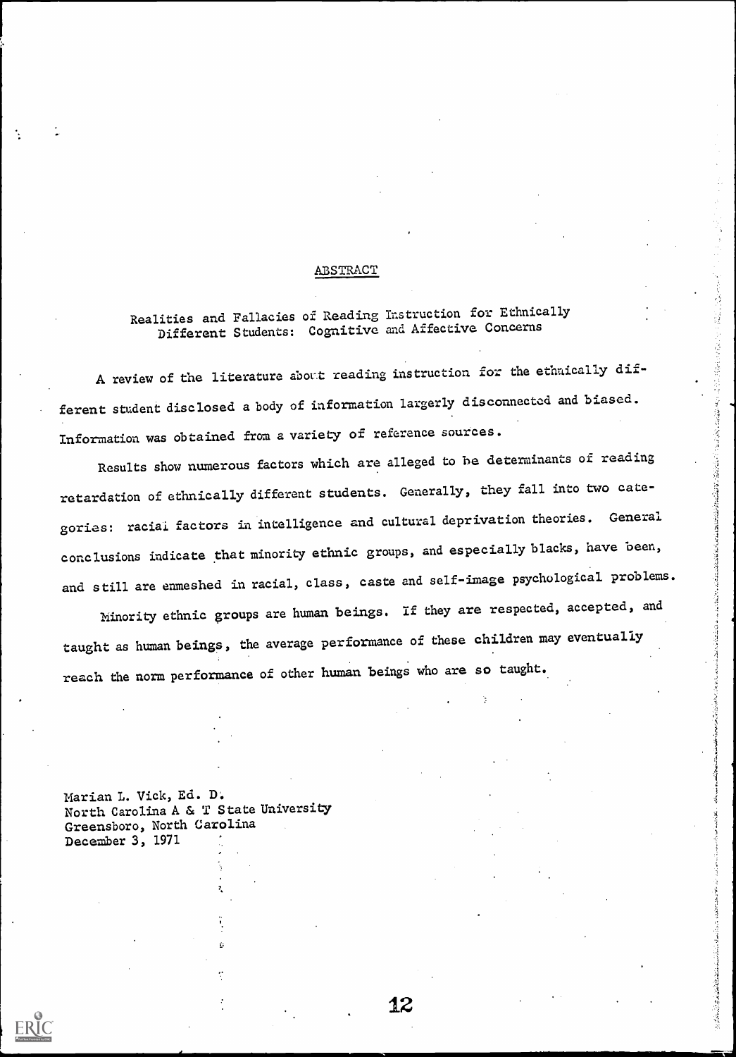## ABSTRACT

### Realities and Fallacies of Reading Instruction for Ethnically Different Students: Cognitive and Affective Concerns

A review of the literature about reading instruction for the ethnically different student disclosed a body of information largely disconnected and biased. Information was obtained from a variety of reference sources.

Results show numerous factors which are alleged to be determinants of reading retardation of ethnically different students. Generally, they fall into two categories: racial factors in intelligence and cultural deprivation theories. General conclusions indicate that minority ethnic groups, and especially blacks, have been, and still are enmeshed in racial, class, caste and self-image psychological problems.

Minority ethnic groups are human beings. If they are respected, accepted, and taught as human beings, the average performance of these children may eventually reach the norm performance of other human beings who are so taught.

Marian L. Vick, Ed. D.
North Carolina A & T State University
Greensboro, North Carolina
December 3, 1971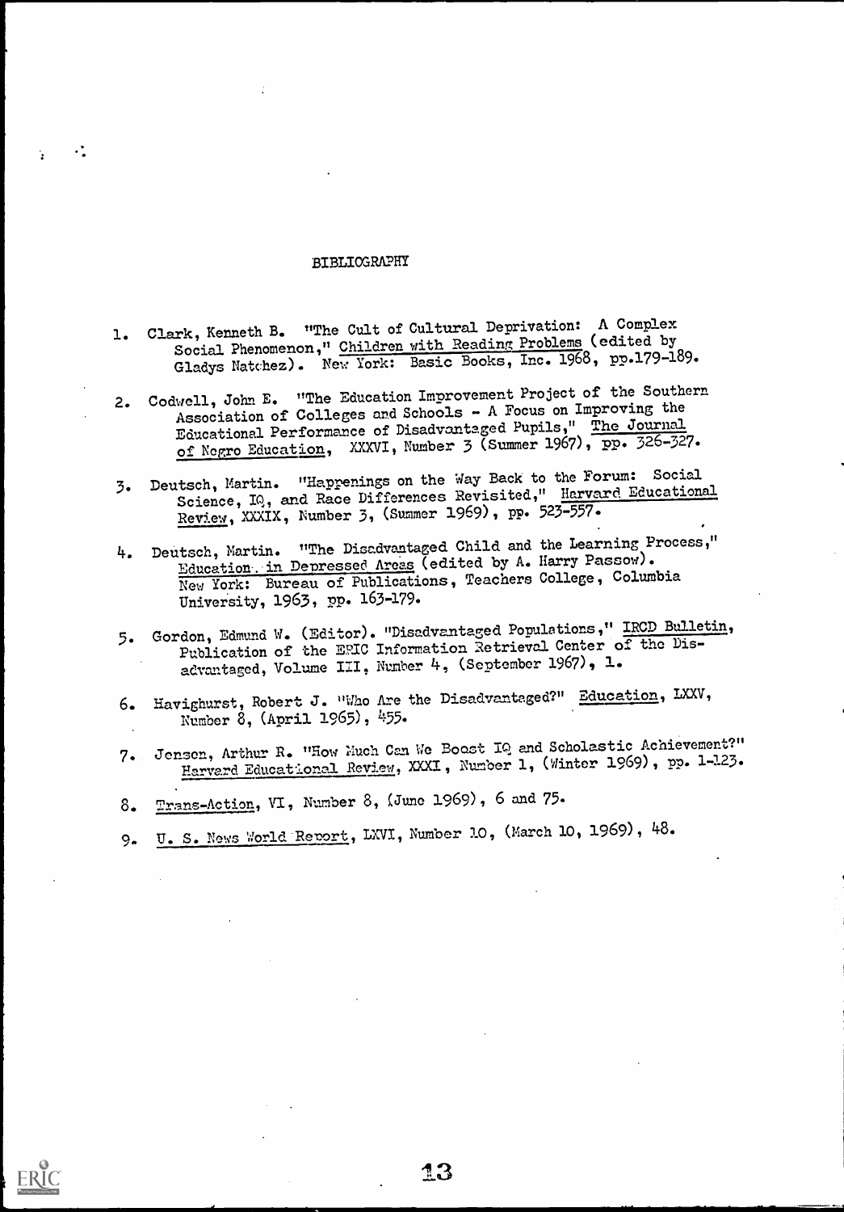# BIBLIOGRAPHY

1. Clark, Kenneth B. "The Cult of Cultural Deprivation: A Complex Social Phenomenon," Children with Reading Problems (edited by Gladys Natchez). New York: Basic Books, Inc. 1968, pp.179-189.

2. Codwell, John E. "The Education Improvement Project of the Southern Association of Colleges and Schools - A Focus on Improving the Educational Performance of Disadvantaged Pupils," The Journal of Negro Education, XXXVI, Number 3 (Summer 1967), pp. 326-327.

3. Deutsch, Martin. "Happenings on the Way Back to the Forum: Social Science, IQ, and Race Differences Revisited," Harvard Educational Review, XXXIX, Number 3, (Summer 1969), pp. 523-557.

4. Deutsch, Martin. "The Disadvantaged Child and the Learning Process," Education in Depressed Areas (edited by A. Harry Passow). New York: Bureau of Publications, Teachers College, Columbia University, 1963, pp. 163-179.

5. Gordon, Edmund W. (Editor). "Disadvantaged Populations," IRCD Bulletin, Publication of the ERIC Information Retrieval Center of the Disadvantaged, Volume III, Number 4, (September 1967), 1.

6. Havighurst, Robert J. "Who Are the Disadvantaged?" Education, LXXV, Number 8, (April 1965), 455.

7. Jensen, Arthur R. "How Much Can We Boost IQ and Scholastic Achievement?" Harvard Educational Review, XXXI, Number 1, (Winter 1969), pp. 1-123.

8. Trans-Action, VI, Number 8, (June 1969), 6 and 75.

9. U. S. News World Report, LXVI, Number 10, (March 10, 1969), 48.